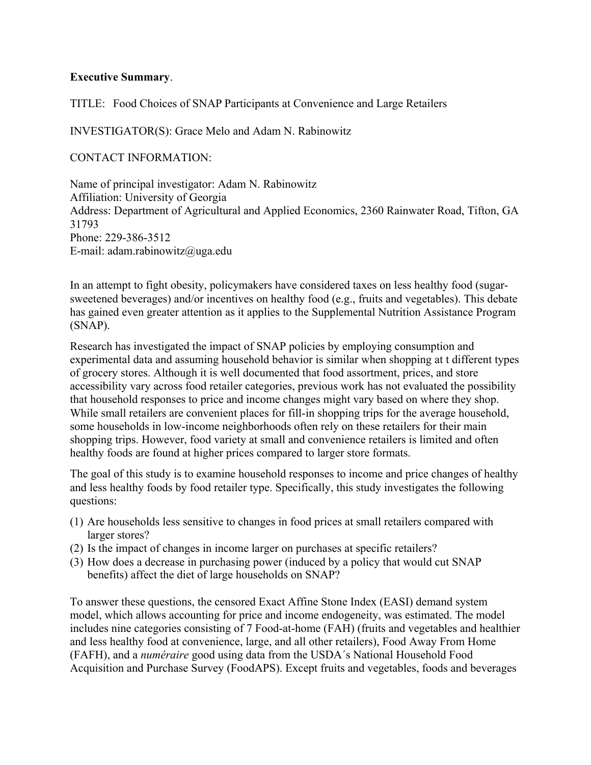**Executive Summary**.

TITLE: Food Choices of SNAP Participants at Convenience and Large Retailers

INVESTIGATOR(S): Grace Melo and Adam N. Rabinowitz

CONTACT INFORMATION:

Name of principal investigator: Adam N. Rabinowitz
Affiliation: University of Georgia
Address: Department of Agricultural and Applied Economics, 2360 Rainwater Road, Tifton, GA 31793
Phone: 229-386-3512
E-mail: adam.rabinowitz@uga.edu

In an attempt to fight obesity, policymakers have considered taxes on less healthy food (sugar-sweetened beverages) and/or incentives on healthy food (e.g., fruits and vegetables). This debate has gained even greater attention as it applies to the Supplemental Nutrition Assistance Program (SNAP).

Research has investigated the impact of SNAP policies by employing consumption and experimental data and assuming household behavior is similar when shopping at t different types of grocery stores. Although it is well documented that food assortment, prices, and store accessibility vary across food retailer categories, previous work has not evaluated the possibility that household responses to price and income changes might vary based on where they shop. While small retailers are convenient places for fill-in shopping trips for the average household, some households in low-income neighborhoods often rely on these retailers for their main shopping trips. However, food variety at small and convenience retailers is limited and often healthy foods are found at higher prices compared to larger store formats.

The goal of this study is to examine household responses to income and price changes of healthy and less healthy foods by food retailer type. Specifically, this study investigates the following questions:

(1) Are households less sensitive to changes in food prices at small retailers compared with larger stores?
(2) Is the impact of changes in income larger on purchases at specific retailers?
(3) How does a decrease in purchasing power (induced by a policy that would cut SNAP benefits) affect the diet of large households on SNAP?

To answer these questions, the censored Exact Affine Stone Index (EASI) demand system model, which allows accounting for price and income endogeneity, was estimated. The model includes nine categories consisting of 7 Food-at-home (FAH) (fruits and vegetables and healthier and less healthy food at convenience, large, and all other retailers), Food Away From Home (FAFH), and a *numéraire* good using data from the USDA´s National Household Food Acquisition and Purchase Survey (FoodAPS). Except fruits and vegetables, foods and beverages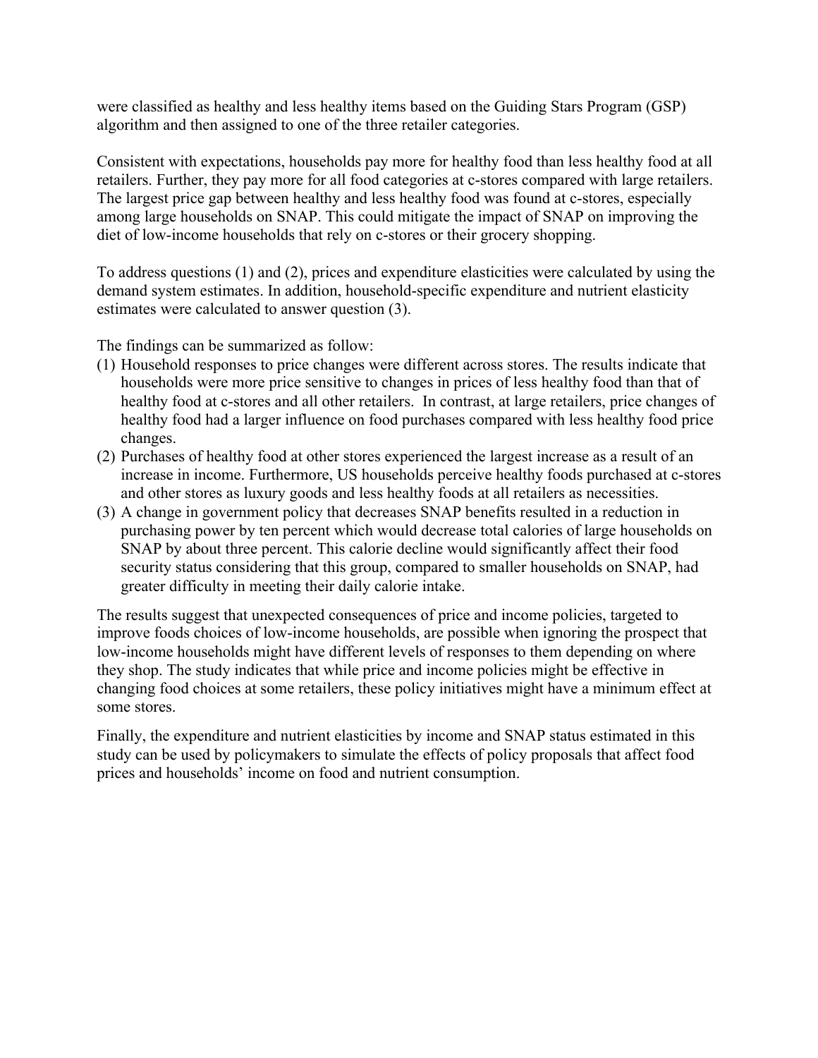were classified as healthy and less healthy items based on the Guiding Stars Program (GSP) algorithm and then assigned to one of the three retailer categories.

Consistent with expectations, households pay more for healthy food than less healthy food at all retailers. Further, they pay more for all food categories at c-stores compared with large retailers. The largest price gap between healthy and less healthy food was found at c-stores, especially among large households on SNAP. This could mitigate the impact of SNAP on improving the diet of low-income households that rely on c-stores or their grocery shopping.

To address questions (1) and (2), prices and expenditure elasticities were calculated by using the demand system estimates. In addition, household-specific expenditure and nutrient elasticity estimates were calculated to answer question (3).

The findings can be summarized as follow:

(1) Household responses to price changes were different across stores. The results indicate that households were more price sensitive to changes in prices of less healthy food than that of healthy food at c-stores and all other retailers. In contrast, at large retailers, price changes of healthy food had a larger influence on food purchases compared with less healthy food price changes.

(2) Purchases of healthy food at other stores experienced the largest increase as a result of an increase in income. Furthermore, US households perceive healthy foods purchased at c-stores and other stores as luxury goods and less healthy foods at all retailers as necessities.

(3) A change in government policy that decreases SNAP benefits resulted in a reduction in purchasing power by ten percent which would decrease total calories of large households on SNAP by about three percent. This calorie decline would significantly affect their food security status considering that this group, compared to smaller households on SNAP, had greater difficulty in meeting their daily calorie intake.

The results suggest that unexpected consequences of price and income policies, targeted to improve foods choices of low-income households, are possible when ignoring the prospect that low-income households might have different levels of responses to them depending on where they shop. The study indicates that while price and income policies might be effective in changing food choices at some retailers, these policy initiatives might have a minimum effect at some stores.

Finally, the expenditure and nutrient elasticities by income and SNAP status estimated in this study can be used by policymakers to simulate the effects of policy proposals that affect food prices and households' income on food and nutrient consumption.